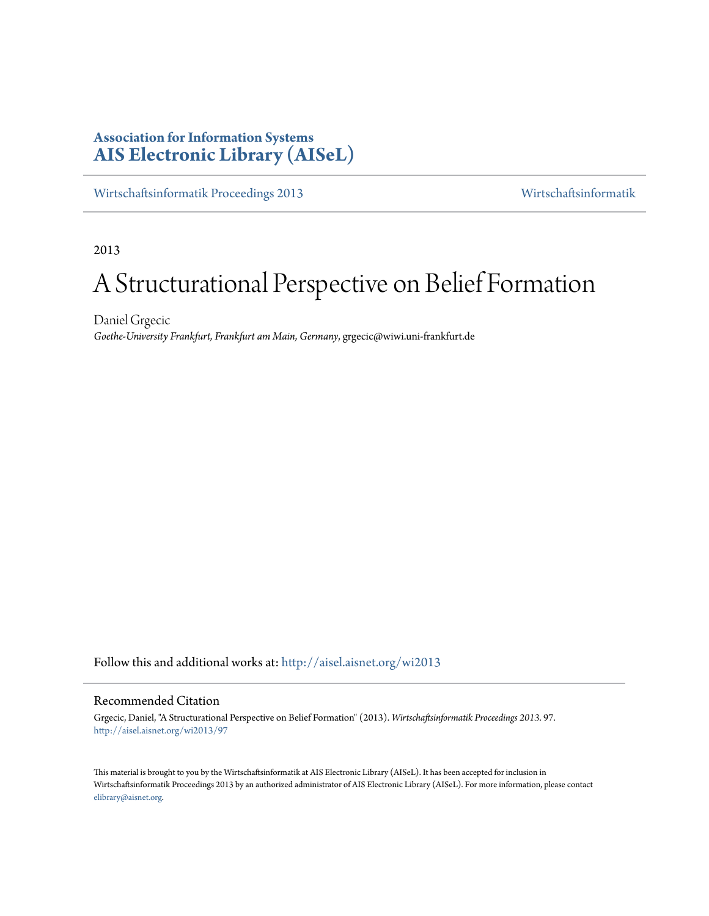**Association for Information Systems**
**AIS Electronic Library (AISeL)**

Wirtschaftsinformatik Proceedings 2013 | Wirtschaftsinformatik

2013

# A Structurational Perspective on Belief Formation

Daniel Grgecic
*Goethe-University Frankfurt, Frankfurt am Main, Germany*, grgecic@wiwi.uni-frankfurt.de

Follow this and additional works at: http://aisel.aisnet.org/wi2013

## Recommended Citation

Grgecic, Daniel, "A Structurational Perspective on Belief Formation" (2013). *Wirtschaftsinformatik Proceedings 2013*. 97.
http://aisel.aisnet.org/wi2013/97

This material is brought to you by the Wirtschaftsinformatik at AIS Electronic Library (AISeL). It has been accepted for inclusion in Wirtschaftsinformatik Proceedings 2013 by an authorized administrator of AIS Electronic Library (AISeL). For more information, please contact elibrary@aisnet.org.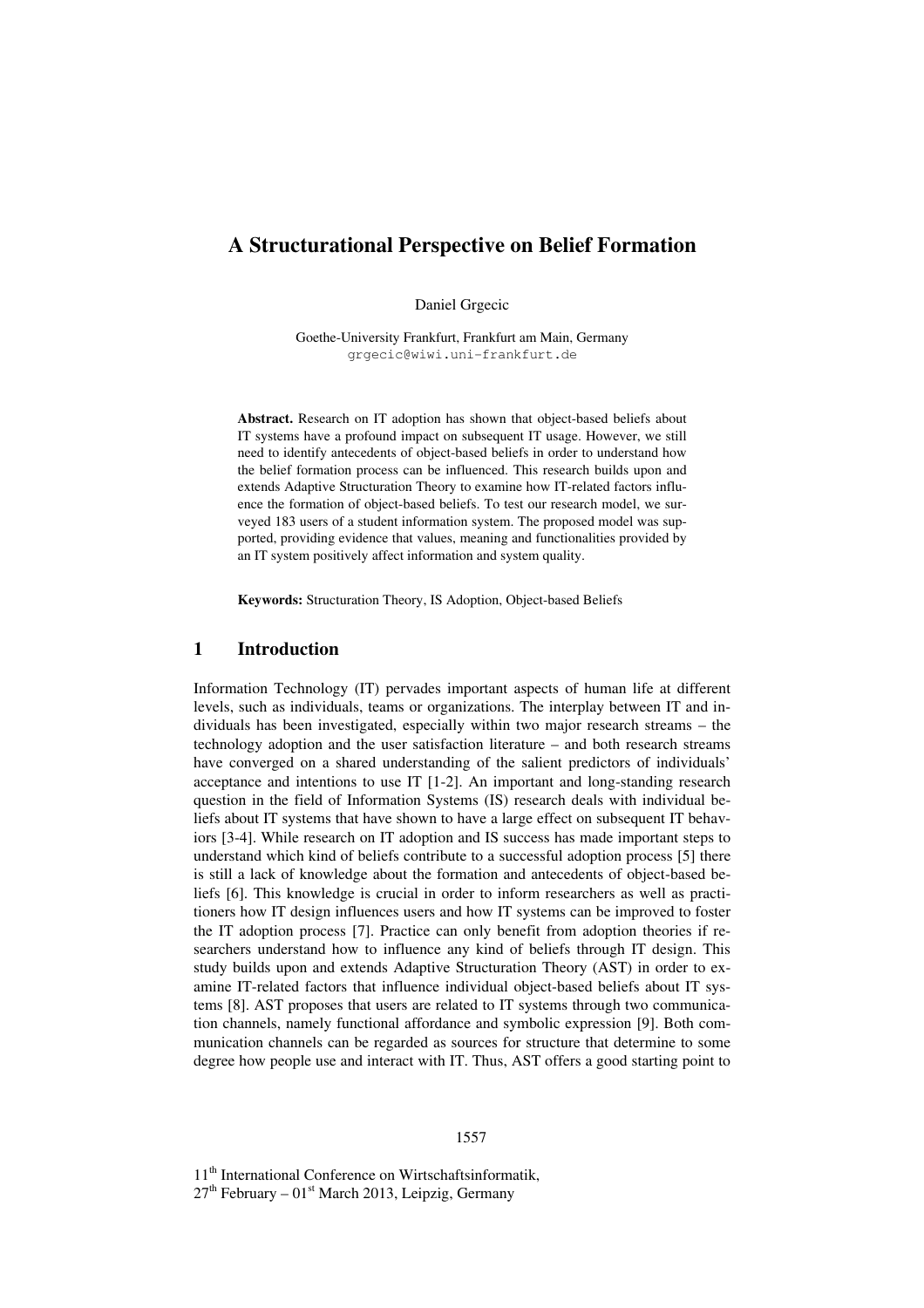# A Structurational Perspective on Belief Formation

Daniel Grgecic

Goethe-University Frankfurt, Frankfurt am Main, Germany
grgecic@wiwi.uni-frankfurt.de

**Abstract.** Research on IT adoption has shown that object-based beliefs about IT systems have a profound impact on subsequent IT usage. However, we still need to identify antecedents of object-based beliefs in order to understand how the belief formation process can be influenced. This research builds upon and extends Adaptive Structuration Theory to examine how IT-related factors influence the formation of object-based beliefs. To test our research model, we surveyed 183 users of a student information system. The proposed model was supported, providing evidence that values, meaning and functionalities provided by an IT system positively affect information and system quality.

**Keywords:** Structuration Theory, IS Adoption, Object-based Beliefs

## 1 Introduction

Information Technology (IT) pervades important aspects of human life at different levels, such as individuals, teams or organizations. The interplay between IT and individuals has been investigated, especially within two major research streams – the technology adoption and the user satisfaction literature – and both research streams have converged on a shared understanding of the salient predictors of individuals' acceptance and intentions to use IT [1-2]. An important and long-standing research question in the field of Information Systems (IS) research deals with individual beliefs about IT systems that have shown to have a large effect on subsequent IT behaviors [3-4]. While research on IT adoption and IS success has made important steps to understand which kind of beliefs contribute to a successful adoption process [5] there is still a lack of knowledge about the formation and antecedents of object-based beliefs [6]. This knowledge is crucial in order to inform researchers as well as practitioners how IT design influences users and how IT systems can be improved to foster the IT adoption process [7]. Practice can only benefit from adoption theories if researchers understand how to influence any kind of beliefs through IT design. This study builds upon and extends Adaptive Structuration Theory (AST) in order to examine IT-related factors that influence individual object-based beliefs about IT systems [8]. AST proposes that users are related to IT systems through two communication channels, namely functional affordance and symbolic expression [9]. Both communication channels can be regarded as sources for structure that determine to some degree how people use and interact with IT. Thus, AST offers a good starting point to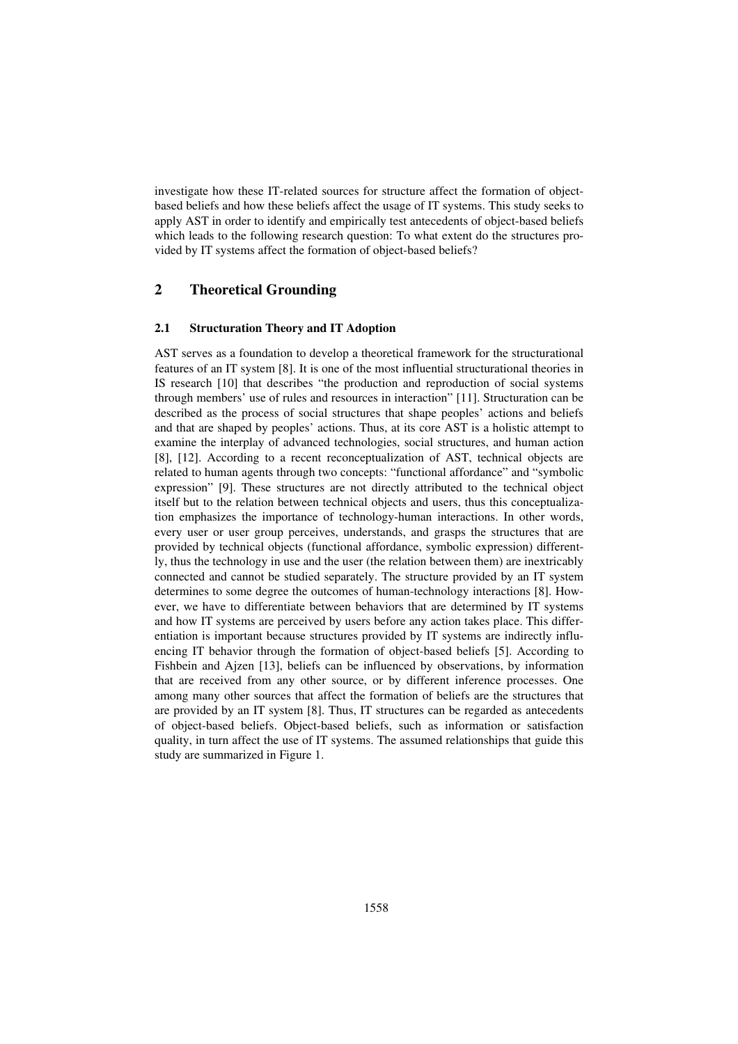investigate how these IT-related sources for structure affect the formation of object-based beliefs and how these beliefs affect the usage of IT systems. This study seeks to apply AST in order to identify and empirically test antecedents of object-based beliefs which leads to the following research question: To what extent do the structures provided by IT systems affect the formation of object-based beliefs?

## 2 Theoretical Grounding

### 2.1 Structuration Theory and IT Adoption

AST serves as a foundation to develop a theoretical framework for the structurational features of an IT system [8]. It is one of the most influential structurational theories in IS research [10] that describes "the production and reproduction of social systems through members' use of rules and resources in interaction" [11]. Structuration can be described as the process of social structures that shape peoples' actions and beliefs and that are shaped by peoples' actions. Thus, at its core AST is a holistic attempt to examine the interplay of advanced technologies, social structures, and human action [8], [12]. According to a recent reconceptualization of AST, technical objects are related to human agents through two concepts: "functional affordance" and "symbolic expression" [9]. These structures are not directly attributed to the technical object itself but to the relation between technical objects and users, thus this conceptualization emphasizes the importance of technology-human interactions. In other words, every user or user group perceives, understands, and grasps the structures that are provided by technical objects (functional affordance, symbolic expression) differently, thus the technology in use and the user (the relation between them) are inextricably connected and cannot be studied separately. The structure provided by an IT system determines to some degree the outcomes of human-technology interactions [8]. However, we have to differentiate between behaviors that are determined by IT systems and how IT systems are perceived by users before any action takes place. This differentiation is important because structures provided by IT systems are indirectly influencing IT behavior through the formation of object-based beliefs [5]. According to Fishbein and Ajzen [13], beliefs can be influenced by observations, by information that are received from any other source, or by different inference processes. One among many other sources that affect the formation of beliefs are the structures that are provided by an IT system [8]. Thus, IT structures can be regarded as antecedents of object-based beliefs. Object-based beliefs, such as information or satisfaction quality, in turn affect the use of IT systems. The assumed relationships that guide this study are summarized in Figure 1.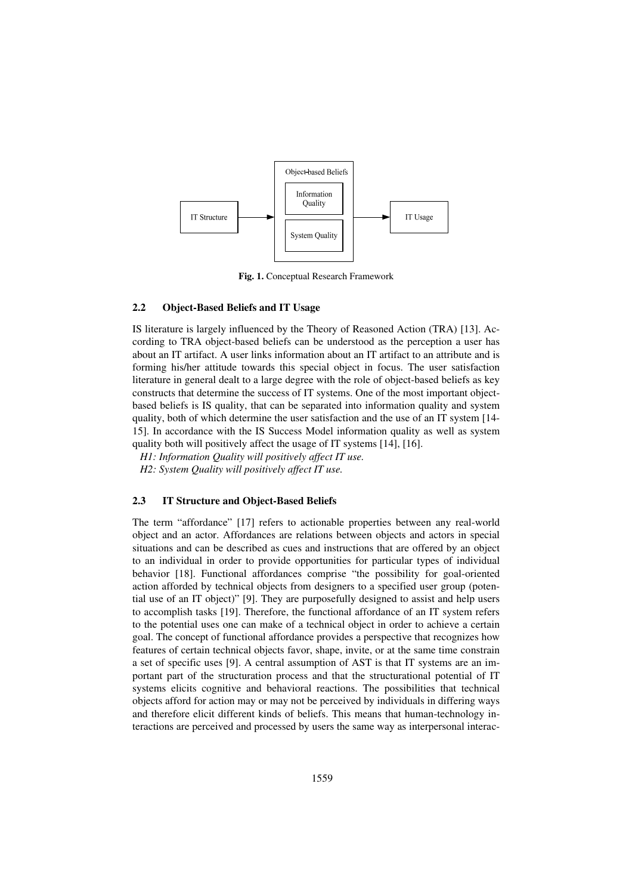Object-based Beliefs

Information Quality

System Quality

IT Structure

IT Usage

**Fig. 1.** Conceptual Research Framework

### 2.2 Object-Based Beliefs and IT Usage

IS literature is largely influenced by the Theory of Reasoned Action (TRA) [13]. According to TRA object-based beliefs can be understood as the perception a user has about an IT artifact. A user links information about an IT artifact to an attribute and is forming his/her attitude towards this special object in focus. The user satisfaction literature in general dealt to a large degree with the role of object-based beliefs as key constructs that determine the success of IT systems. One of the most important object-based beliefs is IS quality, that can be separated into information quality and system quality, both of which determine the user satisfaction and the use of an IT system [14-15]. In accordance with the IS Success Model information quality as well as system quality both will positively affect the usage of IT systems [14], [16].

*H1: Information Quality will positively affect IT use.*

*H2: System Quality will positively affect IT use.*

### 2.3 IT Structure and Object-Based Beliefs

The term "affordance" [17] refers to actionable properties between any real-world object and an actor. Affordances are relations between objects and actors in special situations and can be described as cues and instructions that are offered by an object to an individual in order to provide opportunities for particular types of individual behavior [18]. Functional affordances comprise "the possibility for goal-oriented action afforded by technical objects from designers to a specified user group (potential use of an IT object)" [9]. They are purposefully designed to assist and help users to accomplish tasks [19]. Therefore, the functional affordance of an IT system refers to the potential uses one can make of a technical object in order to achieve a certain goal. The concept of functional affordance provides a perspective that recognizes how features of certain technical objects favor, shape, invite, or at the same time constrain a set of specific uses [9]. A central assumption of AST is that IT systems are an important part of the structuration process and that the structurational potential of IT systems elicits cognitive and behavioral reactions. The possibilities that technical objects afford for action may or may not be perceived by individuals in differing ways and therefore elicit different kinds of beliefs. This means that human-technology interactions are perceived and processed by users the same way as interpersonal interac-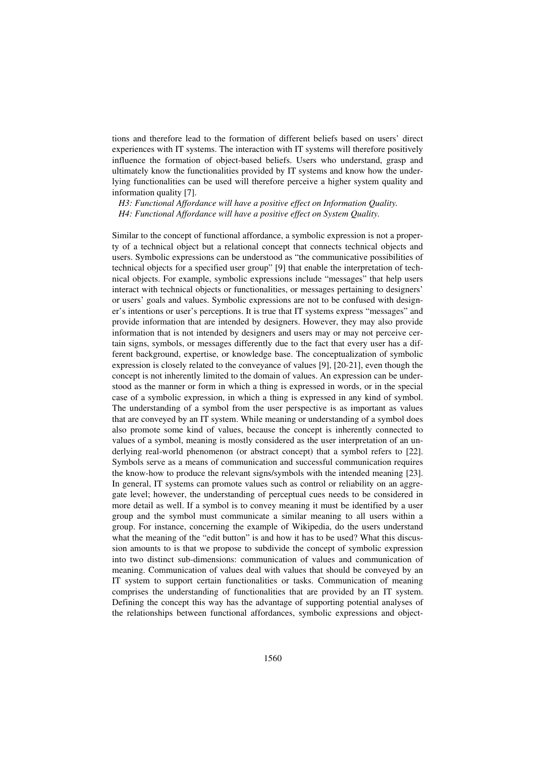tions and therefore lead to the formation of different beliefs based on users' direct experiences with IT systems. The interaction with IT systems will therefore positively influence the formation of object-based beliefs. Users who understand, grasp and ultimately know the functionalities provided by IT systems and know how the underlying functionalities can be used will therefore perceive a higher system quality and information quality [7].

*H3: Functional Affordance will have a positive effect on Information Quality.*
*H4: Functional Affordance will have a positive effect on System Quality.*

Similar to the concept of functional affordance, a symbolic expression is not a property of a technical object but a relational concept that connects technical objects and users. Symbolic expressions can be understood as "the communicative possibilities of technical objects for a specified user group" [9] that enable the interpretation of technical objects. For example, symbolic expressions include "messages" that help users interact with technical objects or functionalities, or messages pertaining to designers' or users' goals and values. Symbolic expressions are not to be confused with designer's intentions or user's perceptions. It is true that IT systems express "messages" and provide information that are intended by designers. However, they may also provide information that is not intended by designers and users may or may not perceive certain signs, symbols, or messages differently due to the fact that every user has a different background, expertise, or knowledge base. The conceptualization of symbolic expression is closely related to the conveyance of values [9], [20-21], even though the concept is not inherently limited to the domain of values. An expression can be understood as the manner or form in which a thing is expressed in words, or in the special case of a symbolic expression, in which a thing is expressed in any kind of symbol. The understanding of a symbol from the user perspective is as important as values that are conveyed by an IT system. While meaning or understanding of a symbol does also promote some kind of values, because the concept is inherently connected to values of a symbol, meaning is mostly considered as the user interpretation of an underlying real-world phenomenon (or abstract concept) that a symbol refers to [22]. Symbols serve as a means of communication and successful communication requires the know-how to produce the relevant signs/symbols with the intended meaning [23]. In general, IT systems can promote values such as control or reliability on an aggregate level; however, the understanding of perceptual cues needs to be considered in more detail as well. If a symbol is to convey meaning it must be identified by a user group and the symbol must communicate a similar meaning to all users within a group. For instance, concerning the example of Wikipedia, do the users understand what the meaning of the "edit button" is and how it has to be used? What this discussion amounts to is that we propose to subdivide the concept of symbolic expression into two distinct sub-dimensions: communication of values and communication of meaning. Communication of values deal with values that should be conveyed by an IT system to support certain functionalities or tasks. Communication of meaning comprises the understanding of functionalities that are provided by an IT system. Defining the concept this way has the advantage of supporting potential analyses of the relationships between functional affordances, symbolic expressions and object-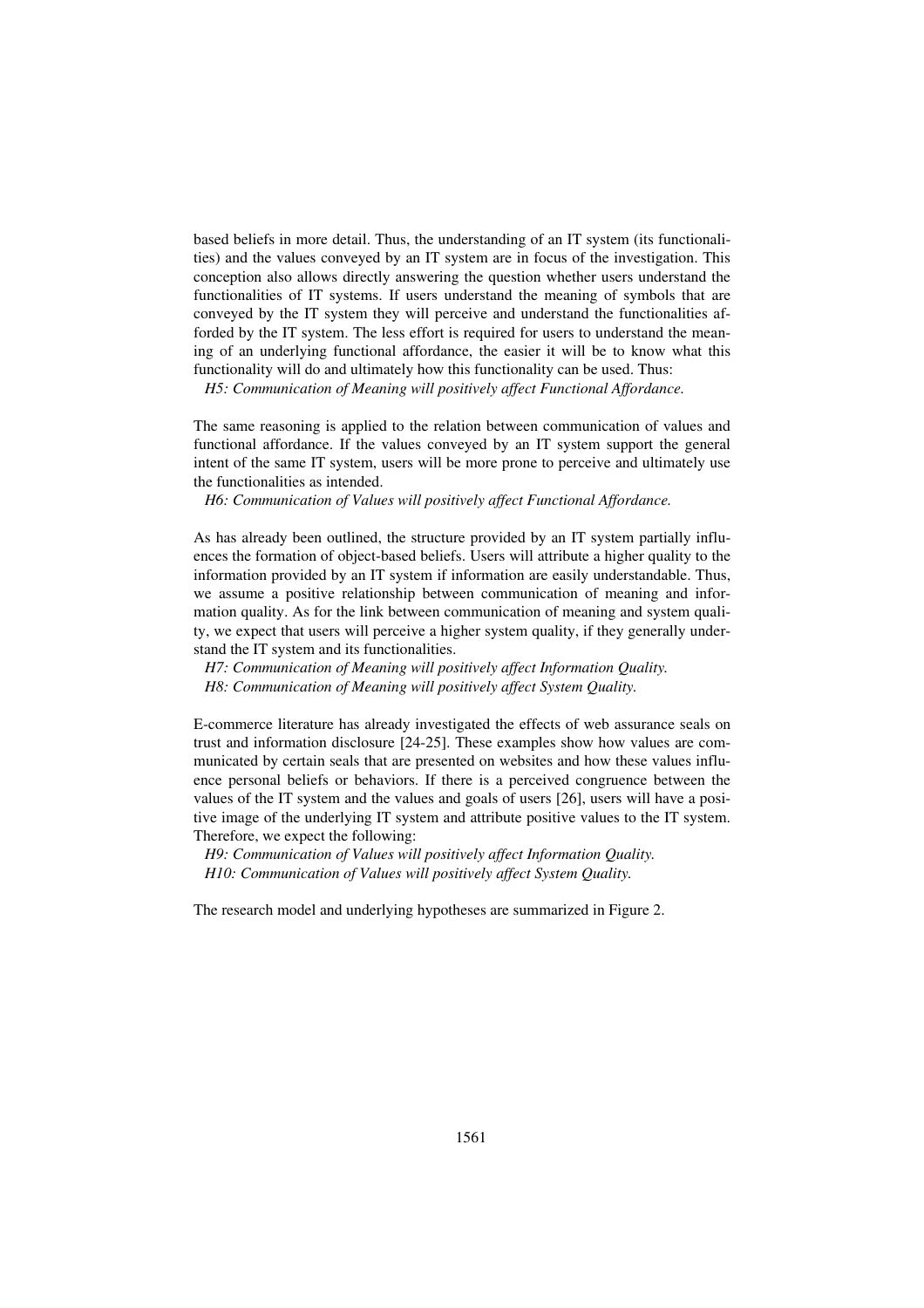based beliefs in more detail. Thus, the understanding of an IT system (its functionalities) and the values conveyed by an IT system are in focus of the investigation. This conception also allows directly answering the question whether users understand the functionalities of IT systems. If users understand the meaning of symbols that are conveyed by the IT system they will perceive and understand the functionalities afforded by the IT system. The less effort is required for users to understand the meaning of an underlying functional affordance, the easier it will be to know what this functionality will do and ultimately how this functionality can be used. Thus:

*H5: Communication of Meaning will positively affect Functional Affordance.*

The same reasoning is applied to the relation between communication of values and functional affordance. If the values conveyed by an IT system support the general intent of the same IT system, users will be more prone to perceive and ultimately use the functionalities as intended.

*H6: Communication of Values will positively affect Functional Affordance.*

As has already been outlined, the structure provided by an IT system partially influences the formation of object-based beliefs. Users will attribute a higher quality to the information provided by an IT system if information are easily understandable. Thus, we assume a positive relationship between communication of meaning and information quality. As for the link between communication of meaning and system quality, we expect that users will perceive a higher system quality, if they generally understand the IT system and its functionalities.

*H7: Communication of Meaning will positively affect Information Quality.*
*H8: Communication of Meaning will positively affect System Quality.*

E-commerce literature has already investigated the effects of web assurance seals on trust and information disclosure [24-25]. These examples show how values are communicated by certain seals that are presented on websites and how these values influence personal beliefs or behaviors. If there is a perceived congruence between the values of the IT system and the values and goals of users [26], users will have a positive image of the underlying IT system and attribute positive values to the IT system. Therefore, we expect the following:

*H9: Communication of Values will positively affect Information Quality.*
*H10: Communication of Values will positively affect System Quality.*

The research model and underlying hypotheses are summarized in Figure 2.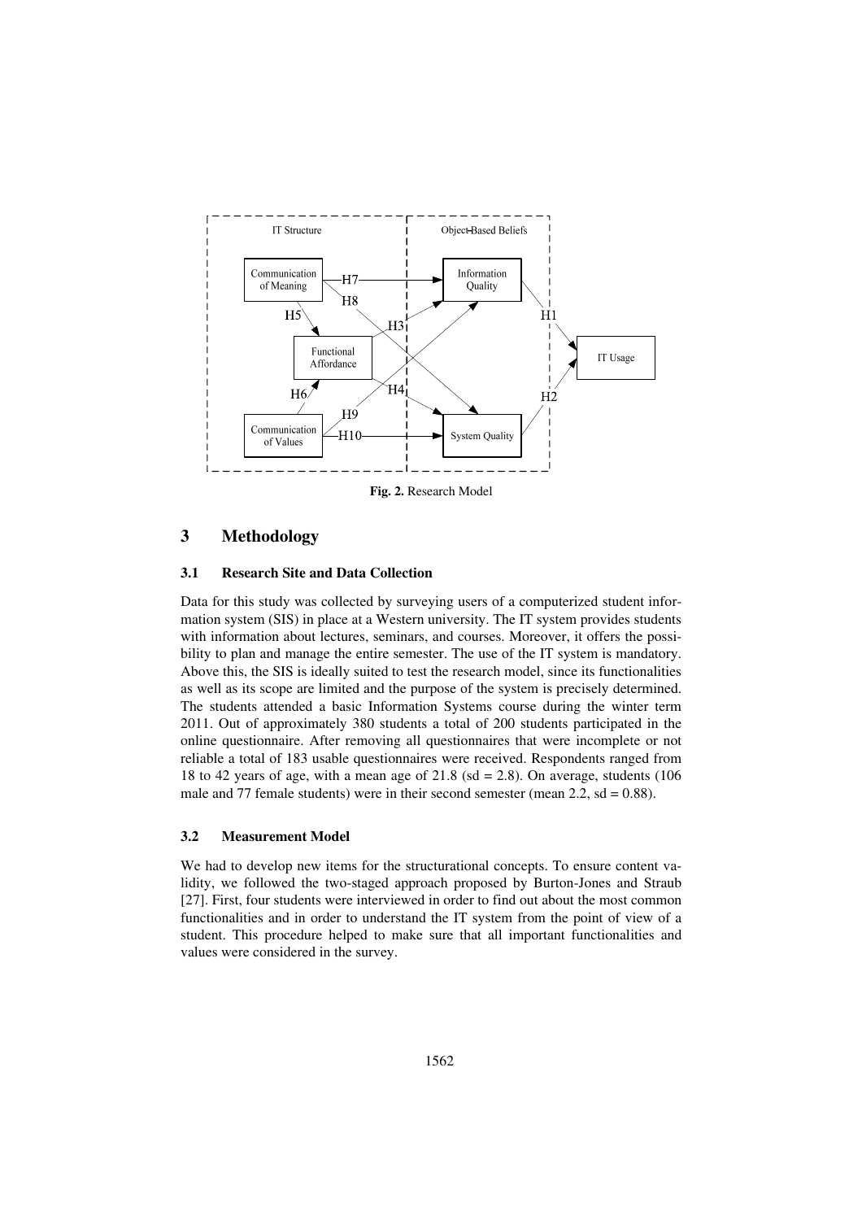**Fig. 2.** Research Model

## 3 Methodology

### 3.1 Research Site and Data Collection

Data for this study was collected by surveying users of a computerized student information system (SIS) in place at a Western university. The IT system provides students with information about lectures, seminars, and courses. Moreover, it offers the possibility to plan and manage the entire semester. The use of the IT system is mandatory. Above this, the SIS is ideally suited to test the research model, since its functionalities as well as its scope are limited and the purpose of the system is precisely determined. The students attended a basic Information Systems course during the winter term 2011. Out of approximately 380 students a total of 200 students participated in the online questionnaire. After removing all questionnaires that were incomplete or not reliable a total of 183 usable questionnaires were received. Respondents ranged from 18 to 42 years of age, with a mean age of 21.8 (sd = 2.8). On average, students (106 male and 77 female students) were in their second semester (mean 2.2, sd = 0.88).

### 3.2 Measurement Model

We had to develop new items for the structurational concepts. To ensure content validity, we followed the two-staged approach proposed by Burton-Jones and Straub [27]. First, four students were interviewed in order to find out about the most common functionalities and in order to understand the IT system from the point of view of a student. This procedure helped to make sure that all important functionalities and values were considered in the survey.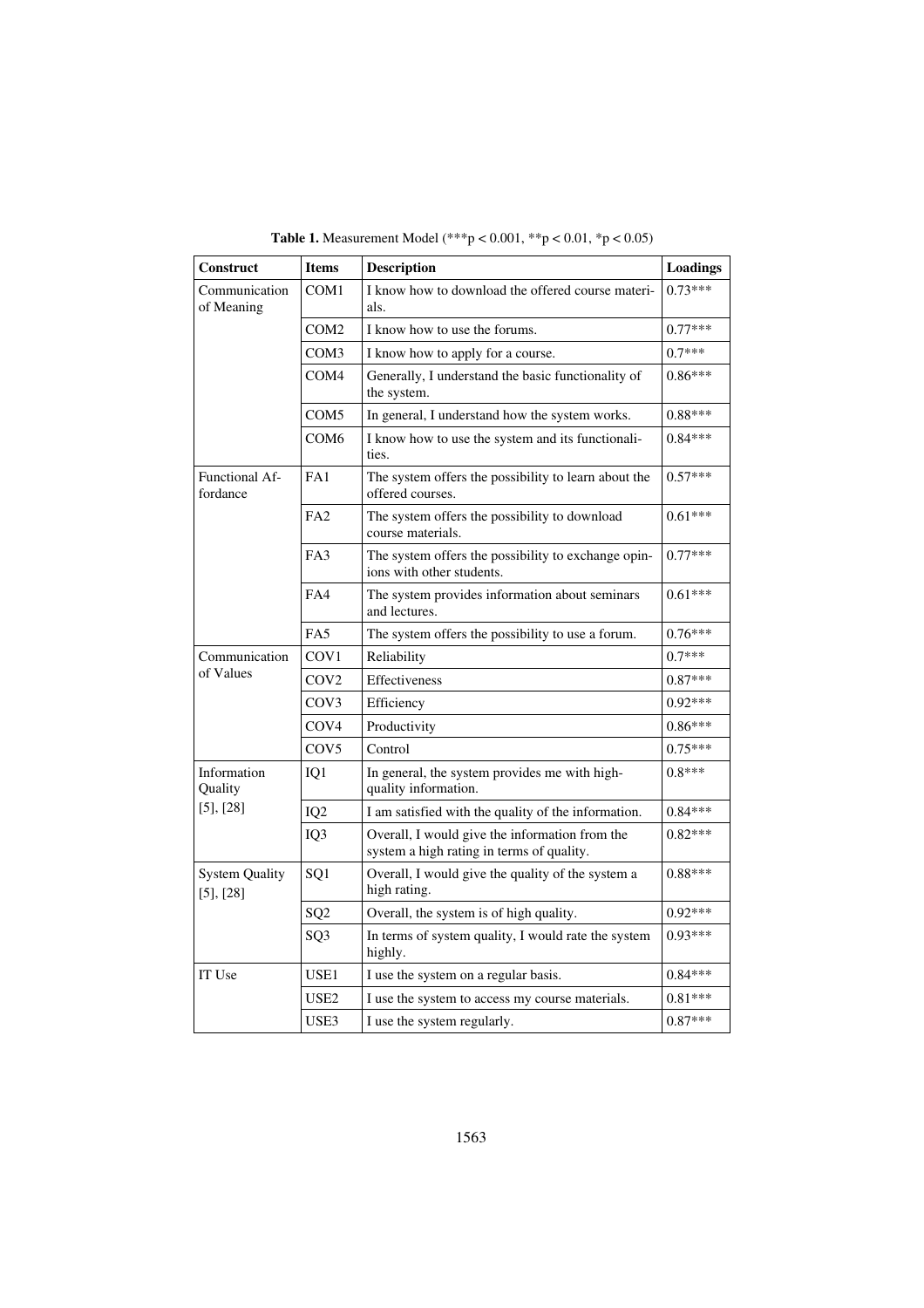**Table 1.** Measurement Model (***$p < 0.001$, **$p < 0.01$, *$p < 0.05$)

| Construct | Items | Description | Loadings |
|---|---|---|---|
| Communication of Meaning | COM1 | I know how to download the offered course materials. | 0.73*** |
| | COM2 | I know how to use the forums. | 0.77*** |
| | COM3 | I know how to apply for a course. | 0.7*** |
| | COM4 | Generally, I understand the basic functionality of the system. | 0.86*** |
| | COM5 | In general, I understand how the system works. | 0.88*** |
| | COM6 | I know how to use the system and its functionalities. | 0.84*** |
| Functional Affordance | FA1 | The system offers the possibility to learn about the offered courses. | 0.57*** |
| | FA2 | The system offers the possibility to download course materials. | 0.61*** |
| | FA3 | The system offers the possibility to exchange opinions with other students. | 0.77*** |
| | FA4 | The system provides information about seminars and lectures. | 0.61*** |
| | FA5 | The system offers the possibility to use a forum. | 0.76*** |
| Communication of Values | COV1 | Reliability | 0.7*** |
| | COV2 | Effectiveness | 0.87*** |
| | COV3 | Efficiency | 0.92*** |
| | COV4 | Productivity | 0.86*** |
| | COV5 | Control | 0.75*** |
| Information Quality [5], [28] | IQ1 | In general, the system provides me with high-quality information. | 0.8*** |
| | IQ2 | I am satisfied with the quality of the information. | 0.84*** |
| | IQ3 | Overall, I would give the information from the system a high rating in terms of quality. | 0.82*** |
| System Quality [5], [28] | SQ1 | Overall, I would give the quality of the system a high rating. | 0.88*** |
| | SQ2 | Overall, the system is of high quality. | 0.92*** |
| | SQ3 | In terms of system quality, I would rate the system highly. | 0.93*** |
| IT Use | USE1 | I use the system on a regular basis. | 0.84*** |
| | USE2 | I use the system to access my course materials. | 0.81*** |
| | USE3 | I use the system regularly. | 0.87*** |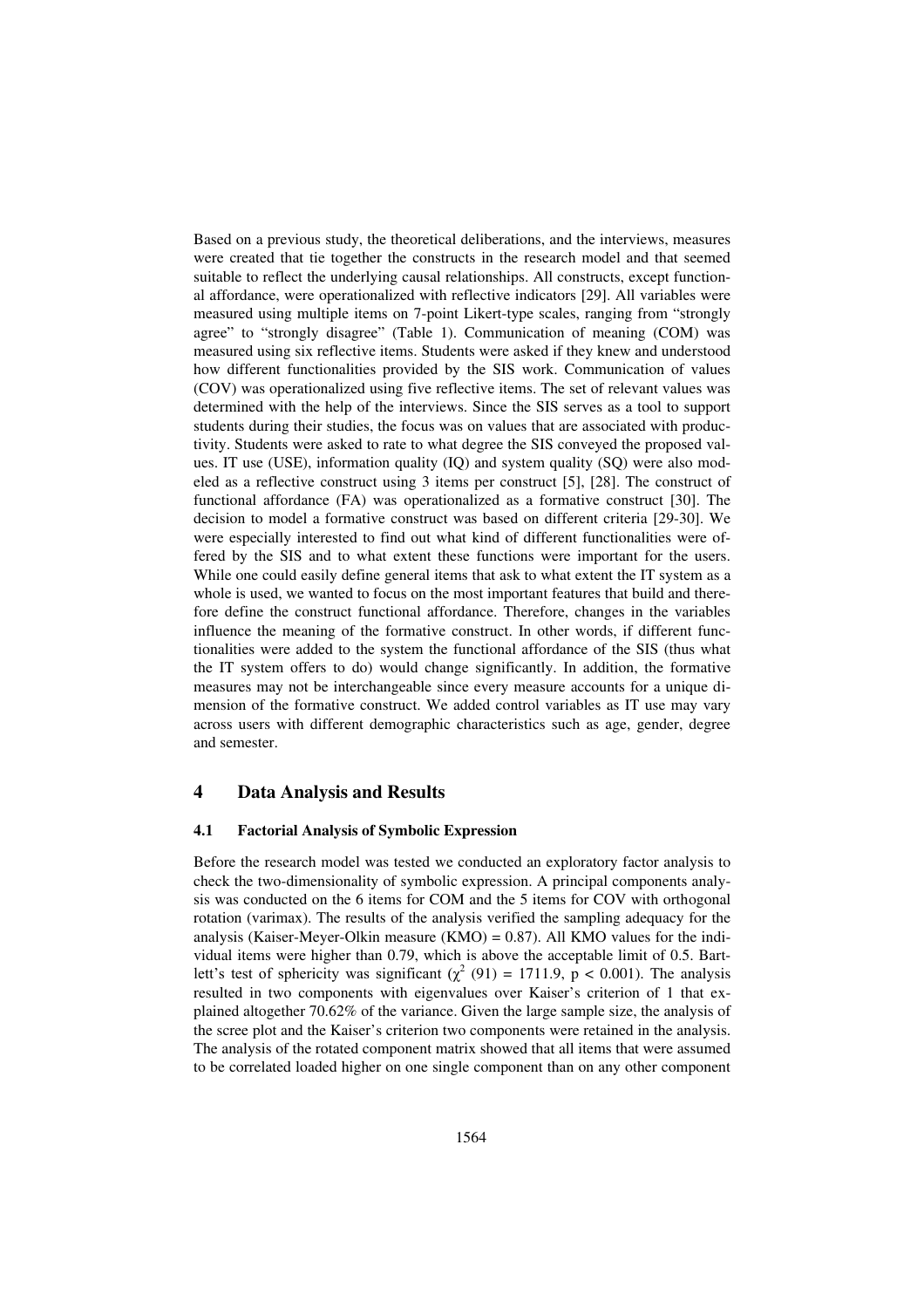Based on a previous study, the theoretical deliberations, and the interviews, measures were created that tie together the constructs in the research model and that seemed suitable to reflect the underlying causal relationships. All constructs, except functional affordance, were operationalized with reflective indicators [29]. All variables were measured using multiple items on 7-point Likert-type scales, ranging from "strongly agree" to "strongly disagree" (Table 1). Communication of meaning (COM) was measured using six reflective items. Students were asked if they knew and understood how different functionalities provided by the SIS work. Communication of values (COV) was operationalized using five reflective items. The set of relevant values was determined with the help of the interviews. Since the SIS serves as a tool to support students during their studies, the focus was on values that are associated with productivity. Students were asked to rate to what degree the SIS conveyed the proposed values. IT use (USE), information quality (IQ) and system quality (SQ) were also modeled as a reflective construct using 3 items per construct [5], [28]. The construct of functional affordance (FA) was operationalized as a formative construct [30]. The decision to model a formative construct was based on different criteria [29-30]. We were especially interested to find out what kind of different functionalities were offered by the SIS and to what extent these functions were important for the users. While one could easily define general items that ask to what extent the IT system as a whole is used, we wanted to focus on the most important features that build and therefore define the construct functional affordance. Therefore, changes in the variables influence the meaning of the formative construct. In other words, if different functionalities were added to the system the functional affordance of the SIS (thus what the IT system offers to do) would change significantly. In addition, the formative measures may not be interchangeable since every measure accounts for a unique dimension of the formative construct. We added control variables as IT use may vary across users with different demographic characteristics such as age, gender, degree and semester.

# 4 Data Analysis and Results

## 4.1 Factorial Analysis of Symbolic Expression

Before the research model was tested we conducted an exploratory factor analysis to check the two-dimensionality of symbolic expression. A principal components analysis was conducted on the 6 items for COM and the 5 items for COV with orthogonal rotation (varimax). The results of the analysis verified the sampling adequacy for the analysis (Kaiser-Meyer-Olkin measure (KMO) = 0.87). All KMO values for the individual items were higher than 0.79, which is above the acceptable limit of 0.5. Bartlett's test of sphericity was significant ($\chi^2$ (91) = 1711.9, $p < 0.001$). The analysis resulted in two components with eigenvalues over Kaiser's criterion of 1 that explained altogether 70.62% of the variance. Given the large sample size, the analysis of the scree plot and the Kaiser's criterion two components were retained in the analysis. The analysis of the rotated component matrix showed that all items that were assumed to be correlated loaded higher on one single component than on any other component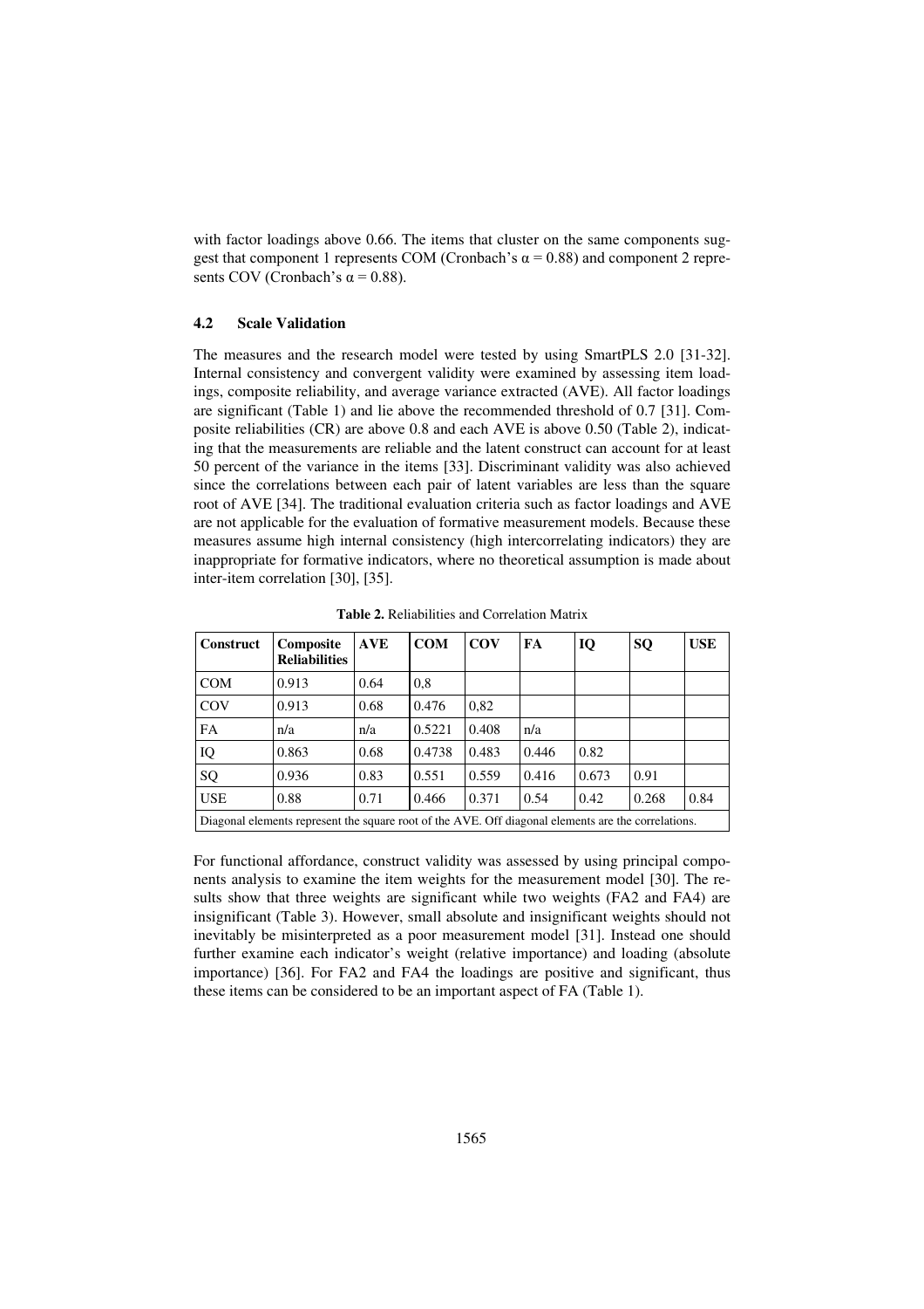with factor loadings above 0.66. The items that cluster on the same components suggest that component 1 represents COM (Cronbach's $\alpha = 0.88$) and component 2 represents COV (Cronbach's $\alpha = 0.88$).

### 4.2 Scale Validation

The measures and the research model were tested by using SmartPLS 2.0 [31-32]. Internal consistency and convergent validity were examined by assessing item loadings, composite reliability, and average variance extracted (AVE). All factor loadings are significant (Table 1) and lie above the recommended threshold of 0.7 [31]. Composite reliabilities (CR) are above 0.8 and each AVE is above 0.50 (Table 2), indicating that the measurements are reliable and the latent construct can account for at least 50 percent of the variance in the items [33]. Discriminant validity was also achieved since the correlations between each pair of latent variables are less than the square root of AVE [34]. The traditional evaluation criteria such as factor loadings and AVE are not applicable for the evaluation of formative measurement models. Because these measures assume high internal consistency (high intercorrelating indicators) they are inappropriate for formative indicators, where no theoretical assumption is made about inter-item correlation [30], [35].

**Table 2.** Reliabilities and Correlation Matrix

| Construct | Composite Reliabilities | AVE | COM | COV | FA | IQ | SQ | USE |
|---|---|---|---|---|---|---|---|---|
| COM | 0.913 | 0.64 | 0,8 | | | | | |
| COV | 0.913 | 0.68 | 0.476 | 0,82 | | | | |
| FA | n/a | n/a | 0.5221 | 0.408 | n/a | | | |
| IQ | 0.863 | 0.68 | 0.4738 | 0.483 | 0.446 | 0.82 | | |
| SQ | 0.936 | 0.83 | 0.551 | 0.559 | 0.416 | 0.673 | 0.91 | |
| USE | 0.88 | 0.71 | 0.466 | 0.371 | 0.54 | 0.42 | 0.268 | 0.84 |

Diagonal elements represent the square root of the AVE. Off diagonal elements are the correlations.

For functional affordance, construct validity was assessed by using principal components analysis to examine the item weights for the measurement model [30]. The results show that three weights are significant while two weights (FA2 and FA4) are insignificant (Table 3). However, small absolute and insignificant weights should not inevitably be misinterpreted as a poor measurement model [31]. Instead one should further examine each indicator's weight (relative importance) and loading (absolute importance) [36]. For FA2 and FA4 the loadings are positive and significant, thus these items can be considered to be an important aspect of FA (Table 1).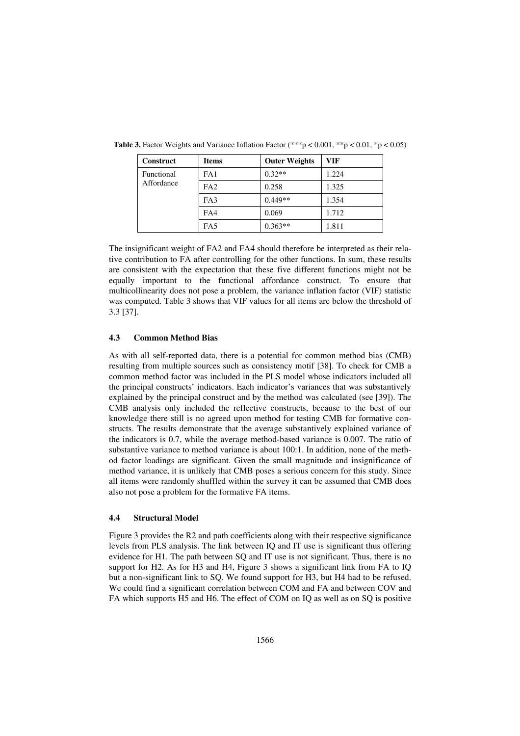**Table 3.** Factor Weights and Variance Inflation Factor (***p < 0.001, **p < 0.01, *p < 0.05)

| Construct | Items | Outer Weights | VIF |
|---|---|---|---|
| Functional Affordance | FA1 | 0.32** | 1.224 |
| | FA2 | 0.258 | 1.325 |
| | FA3 | 0.449** | 1.354 |
| | FA4 | 0.069 | 1.712 |
| | FA5 | 0.363** | 1.811 |

The insignificant weight of FA2 and FA4 should therefore be interpreted as their relative contribution to FA after controlling for the other functions. In sum, these results are consistent with the expectation that these five different functions might not be equally important to the functional affordance construct. To ensure that multicollinearity does not pose a problem, the variance inflation factor (VIF) statistic was computed. Table 3 shows that VIF values for all items are below the threshold of 3.3 [37].

### 4.3 Common Method Bias

As with all self-reported data, there is a potential for common method bias (CMB) resulting from multiple sources such as consistency motif [38]. To check for CMB a common method factor was included in the PLS model whose indicators included all the principal constructs' indicators. Each indicator's variances that was substantively explained by the principal construct and by the method was calculated (see [39]). The CMB analysis only included the reflective constructs, because to the best of our knowledge there still is no agreed upon method for testing CMB for formative constructs. The results demonstrate that the average substantively explained variance of the indicators is 0.7, while the average method-based variance is 0.007. The ratio of substantive variance to method variance is about 100:1. In addition, none of the method factor loadings are significant. Given the small magnitude and insignificance of method variance, it is unlikely that CMB poses a serious concern for this study. Since all items were randomly shuffled within the survey it can be assumed that CMB does also not pose a problem for the formative FA items.

### 4.4 Structural Model

Figure 3 provides the R2 and path coefficients along with their respective significance levels from PLS analysis. The link between IQ and IT use is significant thus offering evidence for H1. The path between SQ and IT use is not significant. Thus, there is no support for H2. As for H3 and H4, Figure 3 shows a significant link from FA to IQ but a non-significant link to SQ. We found support for H3, but H4 had to be refused. We could find a significant correlation between COM and FA and between COV and FA which supports H5 and H6. The effect of COM on IQ as well as on SQ is positive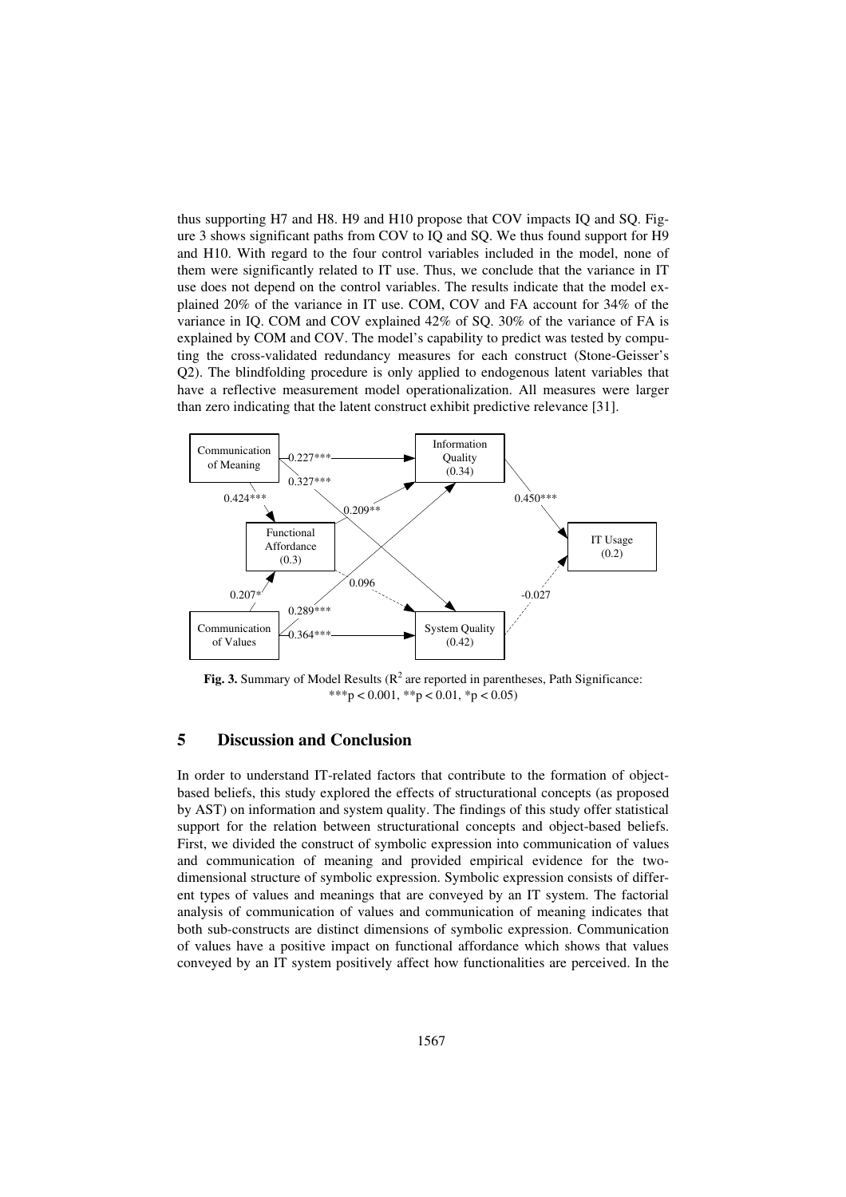thus supporting H7 and H8. H9 and H10 propose that COV impacts IQ and SQ. Figure 3 shows significant paths from COV to IQ and SQ. We thus found support for H9 and H10. With regard to the four control variables included in the model, none of them were significantly related to IT use. Thus, we conclude that the variance in IT use does not depend on the control variables. The results indicate that the model explained 20% of the variance in IT use. COM, COV and FA account for 34% of the variance in IQ. COM and COV explained 42% of SQ. 30% of the variance of FA is explained by COM and COV. The model's capability to predict was tested by computing the cross-validated redundancy measures for each construct (Stone-Geisser's Q2). The blindfolding procedure is only applied to endogenous latent variables that have a reflective measurement model operationalization. All measures were larger than zero indicating that the latent construct exhibit predictive relevance [31].

**Fig. 3.** Summary of Model Results ($R^2$ are reported in parentheses, Path Significance: ***$p < 0.001$, **$p < 0.01$, *$p < 0.05$)

## 5 Discussion and Conclusion

In order to understand IT-related factors that contribute to the formation of object-based beliefs, this study explored the effects of structurational concepts (as proposed by AST) on information and system quality. The findings of this study offer statistical support for the relation between structurational concepts and object-based beliefs. First, we divided the construct of symbolic expression into communication of values and communication of meaning and provided empirical evidence for the two-dimensional structure of symbolic expression. Symbolic expression consists of different types of values and meanings that are conveyed by an IT system. The factorial analysis of communication of values and communication of meaning indicates that both sub-constructs are distinct dimensions of symbolic expression. Communication of values have a positive impact on functional affordance which shows that values conveyed by an IT system positively affect how functionalities are perceived. In the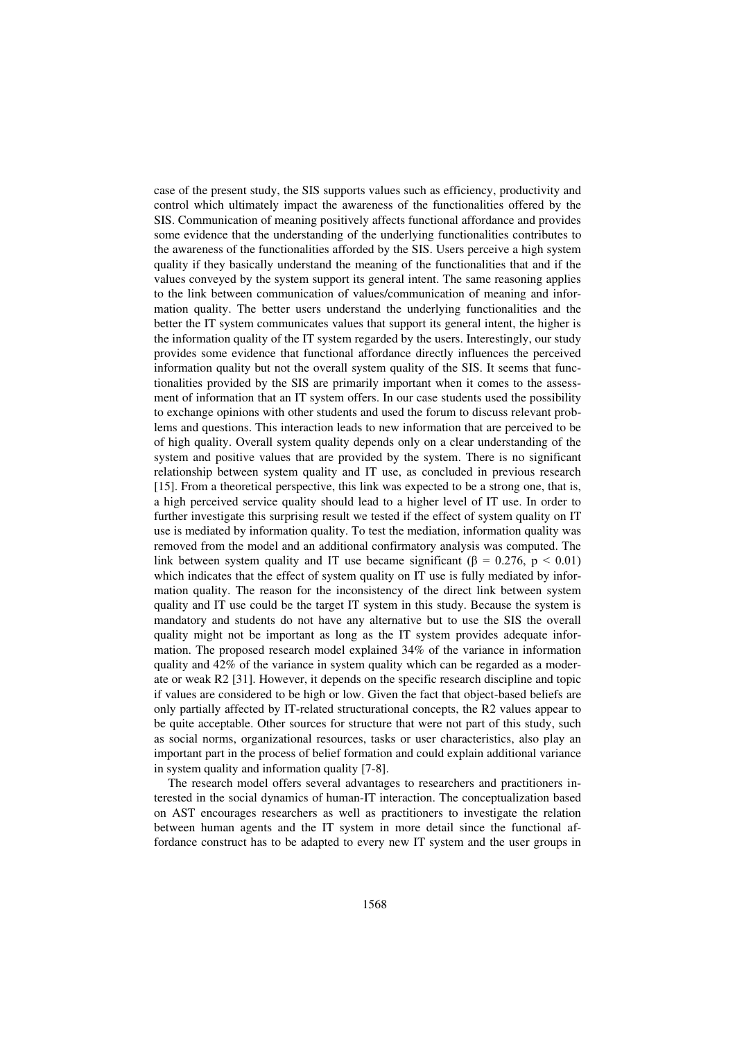case of the present study, the SIS supports values such as efficiency, productivity and control which ultimately impact the awareness of the functionalities offered by the SIS. Communication of meaning positively affects functional affordance and provides some evidence that the understanding of the underlying functionalities contributes to the awareness of the functionalities afforded by the SIS. Users perceive a high system quality if they basically understand the meaning of the functionalities that and if the values conveyed by the system support its general intent. The same reasoning applies to the link between communication of values/communication of meaning and information quality. The better users understand the underlying functionalities and the better the IT system communicates values that support its general intent, the higher is the information quality of the IT system regarded by the users. Interestingly, our study provides some evidence that functional affordance directly influences the perceived information quality but not the overall system quality of the SIS. It seems that functionalities provided by the SIS are primarily important when it comes to the assessment of information that an IT system offers. In our case students used the possibility to exchange opinions with other students and used the forum to discuss relevant problems and questions. This interaction leads to new information that are perceived to be of high quality. Overall system quality depends only on a clear understanding of the system and positive values that are provided by the system. There is no significant relationship between system quality and IT use, as concluded in previous research [15]. From a theoretical perspective, this link was expected to be a strong one, that is, a high perceived service quality should lead to a higher level of IT use. In order to further investigate this surprising result we tested if the effect of system quality on IT use is mediated by information quality. To test the mediation, information quality was removed from the model and an additional confirmatory analysis was computed. The link between system quality and IT use became significant ($\beta = 0.276$, $p < 0.01$) which indicates that the effect of system quality on IT use is fully mediated by information quality. The reason for the inconsistency of the direct link between system quality and IT use could be the target IT system in this study. Because the system is mandatory and students do not have any alternative but to use the SIS the overall quality might not be important as long as the IT system provides adequate information. The proposed research model explained 34% of the variance in information quality and 42% of the variance in system quality which can be regarded as a moderate or weak $R^2$ [31]. However, it depends on the specific research discipline and topic if values are considered to be high or low. Given the fact that object-based beliefs are only partially affected by IT-related structurational concepts, the $R^2$ values appear to be quite acceptable. Other sources for structure that were not part of this study, such as social norms, organizational resources, tasks or user characteristics, also play an important part in the process of belief formation and could explain additional variance in system quality and information quality [7-8].

The research model offers several advantages to researchers and practitioners interested in the social dynamics of human-IT interaction. The conceptualization based on AST encourages researchers as well as practitioners to investigate the relation between human agents and the IT system in more detail since the functional affordance construct has to be adapted to every new IT system and the user groups in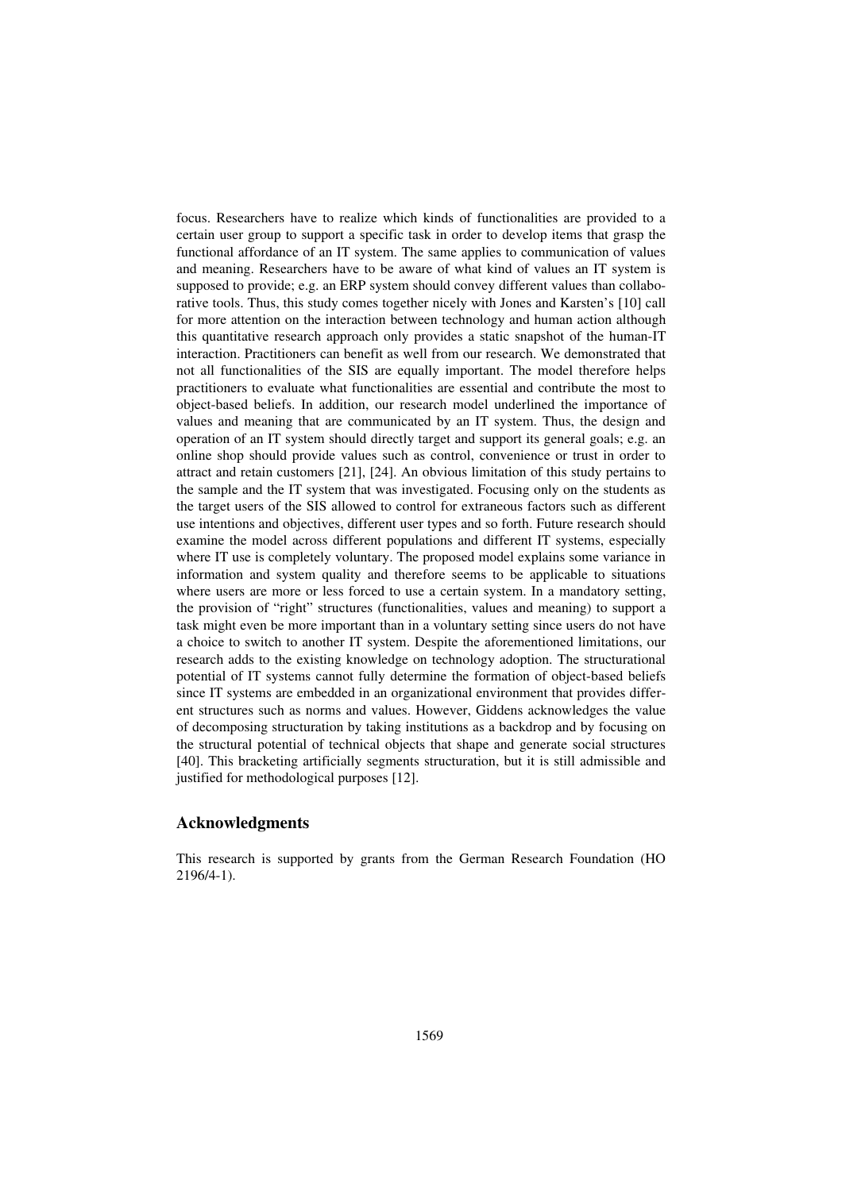focus. Researchers have to realize which kinds of functionalities are provided to a certain user group to support a specific task in order to develop items that grasp the functional affordance of an IT system. The same applies to communication of values and meaning. Researchers have to be aware of what kind of values an IT system is supposed to provide; e.g. an ERP system should convey different values than collaborative tools. Thus, this study comes together nicely with Jones and Karsten's [10] call for more attention on the interaction between technology and human action although this quantitative research approach only provides a static snapshot of the human-IT interaction. Practitioners can benefit as well from our research. We demonstrated that not all functionalities of the SIS are equally important. The model therefore helps practitioners to evaluate what functionalities are essential and contribute the most to object-based beliefs. In addition, our research model underlined the importance of values and meaning that are communicated by an IT system. Thus, the design and operation of an IT system should directly target and support its general goals; e.g. an online shop should provide values such as control, convenience or trust in order to attract and retain customers [21], [24]. An obvious limitation of this study pertains to the sample and the IT system that was investigated. Focusing only on the students as the target users of the SIS allowed to control for extraneous factors such as different use intentions and objectives, different user types and so forth. Future research should examine the model across different populations and different IT systems, especially where IT use is completely voluntary. The proposed model explains some variance in information and system quality and therefore seems to be applicable to situations where users are more or less forced to use a certain system. In a mandatory setting, the provision of "right" structures (functionalities, values and meaning) to support a task might even be more important than in a voluntary setting since users do not have a choice to switch to another IT system. Despite the aforementioned limitations, our research adds to the existing knowledge on technology adoption. The structurational potential of IT systems cannot fully determine the formation of object-based beliefs since IT systems are embedded in an organizational environment that provides different structures such as norms and values. However, Giddens acknowledges the value of decomposing structuration by taking institutions as a backdrop and by focusing on the structural potential of technical objects that shape and generate social structures [40]. This bracketing artificially segments structuration, but it is still admissible and justified for methodological purposes [12].

## Acknowledgments

This research is supported by grants from the German Research Foundation (HO 2196/4-1).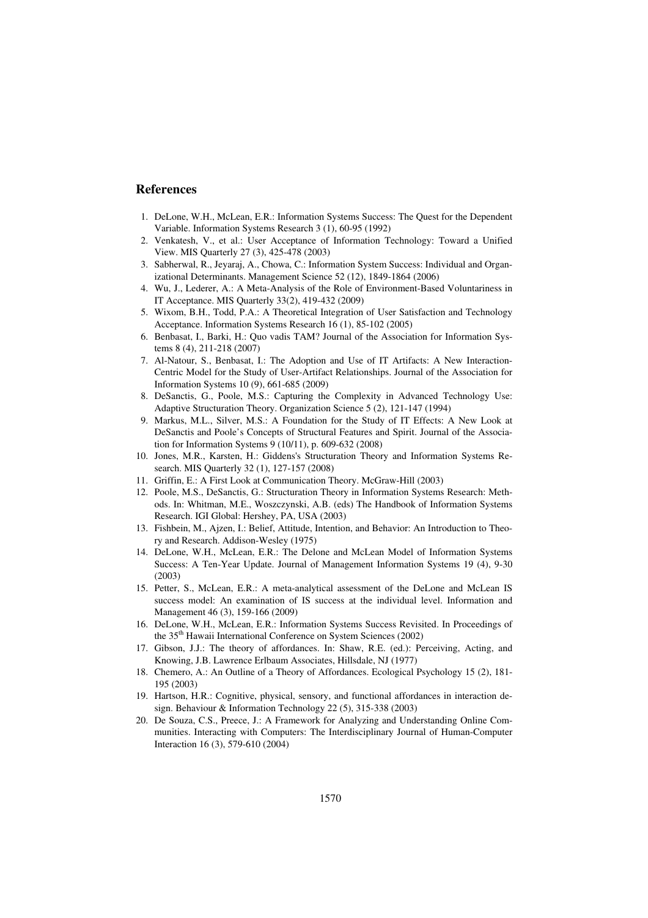## References

1. DeLone, W.H., McLean, E.R.: Information Systems Success: The Quest for the Dependent Variable. Information Systems Research 3 (1), 60-95 (1992)
2. Venkatesh, V., et al.: User Acceptance of Information Technology: Toward a Unified View. MIS Quarterly 27 (3), 425-478 (2003)
3. Sabherwal, R., Jeyaraj, A., Chowa, C.: Information System Success: Individual and Organizational Determinants. Management Science 52 (12), 1849-1864 (2006)
4. Wu, J., Lederer, A.: A Meta-Analysis of the Role of Environment-Based Voluntariness in IT Acceptance. MIS Quarterly 33(2), 419-432 (2009)
5. Wixom, B.H., Todd, P.A.: A Theoretical Integration of User Satisfaction and Technology Acceptance. Information Systems Research 16 (1), 85-102 (2005)
6. Benbasat, I., Barki, H.: Quo vadis TAM? Journal of the Association for Information Systems 8 (4), 211-218 (2007)
7. Al-Natour, S., Benbasat, I.: The Adoption and Use of IT Artifacts: A New Interaction-Centric Model for the Study of User-Artifact Relationships. Journal of the Association for Information Systems 10 (9), 661-685 (2009)
8. DeSanctis, G., Poole, M.S.: Capturing the Complexity in Advanced Technology Use: Adaptive Structuration Theory. Organization Science 5 (2), 121-147 (1994)
9. Markus, M.L., Silver, M.S.: A Foundation for the Study of IT Effects: A New Look at DeSanctis and Poole's Concepts of Structural Features and Spirit. Journal of the Association for Information Systems 9 (10/11), p. 609-632 (2008)
10. Jones, M.R., Karsten, H.: Giddens's Structuration Theory and Information Systems Research. MIS Quarterly 32 (1), 127-157 (2008)
11. Griffin, E.: A First Look at Communication Theory. McGraw-Hill (2003)
12. Poole, M.S., DeSanctis, G.: Structuration Theory in Information Systems Research: Methods. In: Whitman, M.E., Woszczynski, A.B. (eds) The Handbook of Information Systems Research. IGI Global: Hershey, PA, USA (2003)
13. Fishbein, M., Ajzen, I.: Belief, Attitude, Intention, and Behavior: An Introduction to Theory and Research. Addison-Wesley (1975)
14. DeLone, W.H., McLean, E.R.: The Delone and McLean Model of Information Systems Success: A Ten-Year Update. Journal of Management Information Systems 19 (4), 9-30 (2003)
15. Petter, S., McLean, E.R.: A meta-analytical assessment of the DeLone and McLean IS success model: An examination of IS success at the individual level. Information and Management 46 (3), 159-166 (2009)
16. DeLone, W.H., McLean, E.R.: Information Systems Success Revisited. In Proceedings of the 35th Hawaii International Conference on System Sciences (2002)
17. Gibson, J.J.: The theory of affordances. In: Shaw, R.E. (ed.): Perceiving, Acting, and Knowing, J.B. Lawrence Erlbaum Associates, Hillsdale, NJ (1977)
18. Chemero, A.: An Outline of a Theory of Affordances. Ecological Psychology 15 (2), 181-195 (2003)
19. Hartson, H.R.: Cognitive, physical, sensory, and functional affordances in interaction design. Behaviour & Information Technology 22 (5), 315-338 (2003)
20. De Souza, C.S., Preece, J.: A Framework for Analyzing and Understanding Online Communities. Interacting with Computers: The Interdisciplinary Journal of Human-Computer Interaction 16 (3), 579-610 (2004)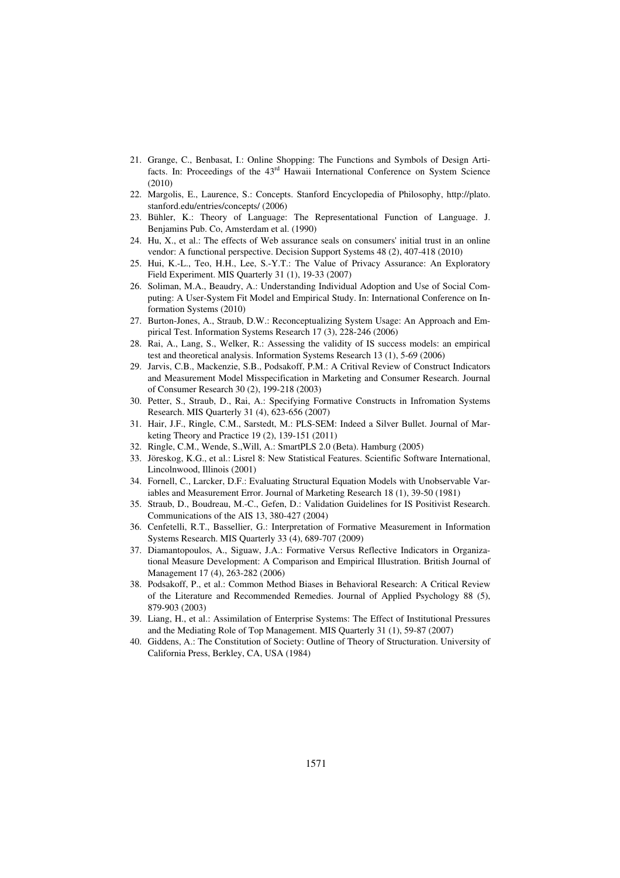21. Grange, C., Benbasat, I.: Online Shopping: The Functions and Symbols of Design Artifacts. In: Proceedings of the 43rd Hawaii International Conference on System Science (2010)
22. Margolis, E., Laurence, S.: Concepts. Stanford Encyclopedia of Philosophy, http://plato.stanford.edu/entries/concepts/ (2006)
23. Bühler, K.: Theory of Language: The Representational Function of Language. J. Benjamins Pub. Co, Amsterdam et al. (1990)
24. Hu, X., et al.: The effects of Web assurance seals on consumers' initial trust in an online vendor: A functional perspective. Decision Support Systems 48 (2), 407-418 (2010)
25. Hui, K.-L., Teo, H.H., Lee, S.-Y.T.: The Value of Privacy Assurance: An Exploratory Field Experiment. MIS Quarterly 31 (1), 19-33 (2007)
26. Soliman, M.A., Beaudry, A.: Understanding Individual Adoption and Use of Social Computing: A User-System Fit Model and Empirical Study. In: International Conference on Information Systems (2010)
27. Burton-Jones, A., Straub, D.W.: Reconceptualizing System Usage: An Approach and Empirical Test. Information Systems Research 17 (3), 228-246 (2006)
28. Rai, A., Lang, S., Welker, R.: Assessing the validity of IS success models: an empirical test and theoretical analysis. Information Systems Research 13 (1), 5-69 (2006)
29. Jarvis, C.B., Mackenzie, S.B., Podsakoff, P.M.: A Critival Review of Construct Indicators and Measurement Model Misspecification in Marketing and Consumer Research. Journal of Consumer Research 30 (2), 199-218 (2003)
30. Petter, S., Straub, D., Rai, A.: Specifying Formative Constructs in Infromation Systems Research. MIS Quarterly 31 (4), 623-656 (2007)
31. Hair, J.F., Ringle, C.M., Sarstedt, M.: PLS-SEM: Indeed a Silver Bullet. Journal of Marketing Theory and Practice 19 (2), 139-151 (2011)
32. Ringle, C.M., Wende, S.,Will, A.: SmartPLS 2.0 (Beta). Hamburg (2005)
33. Jöreskog, K.G., et al.: Lisrel 8: New Statistical Features. Scientific Software International, Lincolnwood, Illinois (2001)
34. Fornell, C., Larcker, D.F.: Evaluating Structural Equation Models with Unobservable Variables and Measurement Error. Journal of Marketing Research 18 (1), 39-50 (1981)
35. Straub, D., Boudreau, M.-C., Gefen, D.: Validation Guidelines for IS Positivist Research. Communications of the AIS 13, 380-427 (2004)
36. Cenfetelli, R.T., Bassellier, G.: Interpretation of Formative Measurement in Information Systems Research. MIS Quarterly 33 (4), 689-707 (2009)
37. Diamantopoulos, A., Siguaw, J.A.: Formative Versus Reflective Indicators in Organizational Measure Development: A Comparison and Empirical Illustration. British Journal of Management 17 (4), 263-282 (2006)
38. Podsakoff, P., et al.: Common Method Biases in Behavioral Research: A Critical Review of the Literature and Recommended Remedies. Journal of Applied Psychology 88 (5), 879-903 (2003)
39. Liang, H., et al.: Assimilation of Enterprise Systems: The Effect of Institutional Pressures and the Mediating Role of Top Management. MIS Quarterly 31 (1), 59-87 (2007)
40. Giddens, A.: The Constitution of Society: Outline of Theory of Structuration. University of California Press, Berkley, CA, USA (1984)